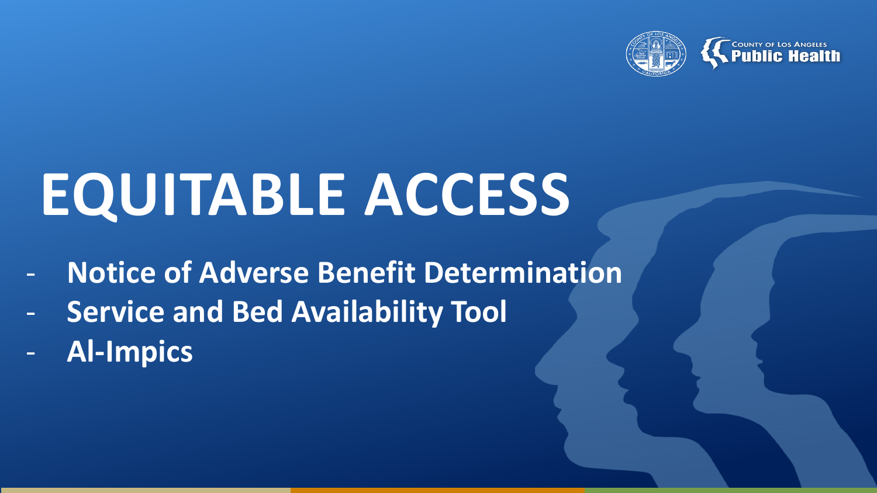# EQUITABLE ACCESS

- **Notice of Adverse Benefit Determination**
- **Service and Bed Availability Tool**
- **Al-Impics**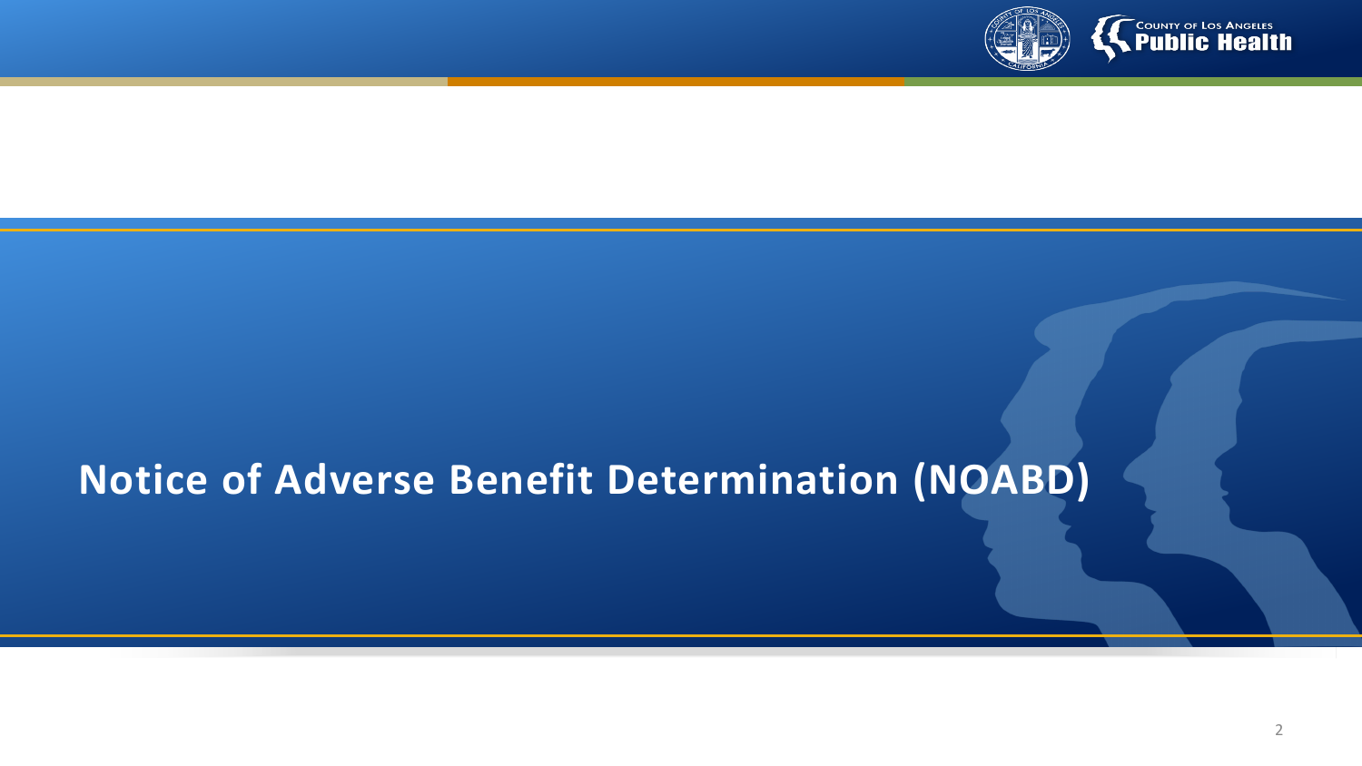# Notice of Adverse Benefit Determination (NOABD)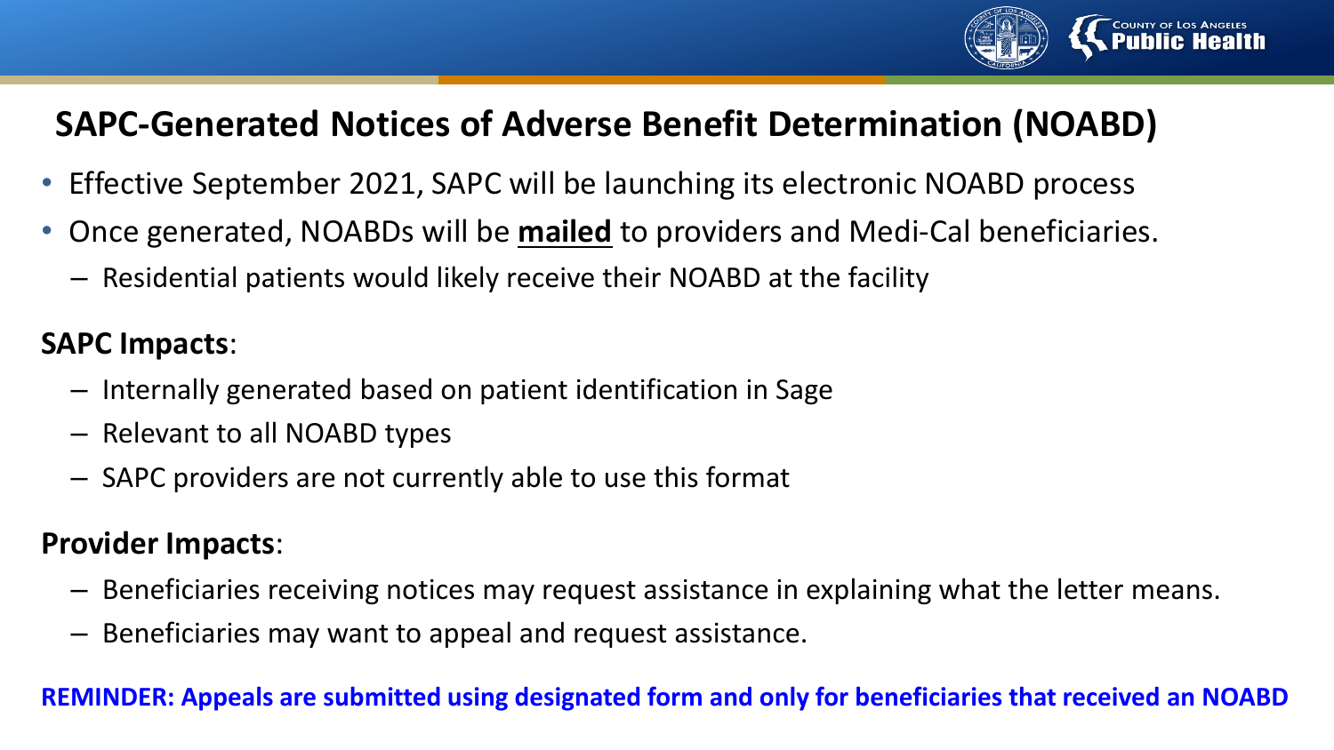# SAPC-Generated Notices of Adverse Benefit Determination (NOABD)

- Effective September 2021, SAPC will be launching its electronic NOABD process
- Once generated, NOABDs will be **<u>mailed</u>** to providers and Medi-Cal beneficiaries.
  - Residential patients would likely receive their NOABD at the facility

**SAPC Impacts**:

- Internally generated based on patient identification in Sage
- Relevant to all NOABD types
- SAPC providers are not currently able to use this format

**Provider Impacts**:

- Beneficiaries receiving notices may request assistance in explaining what the letter means.
- Beneficiaries may want to appeal and request assistance.

**REMINDER: Appeals are submitted using designated form and only for beneficiaries that received an NOABD**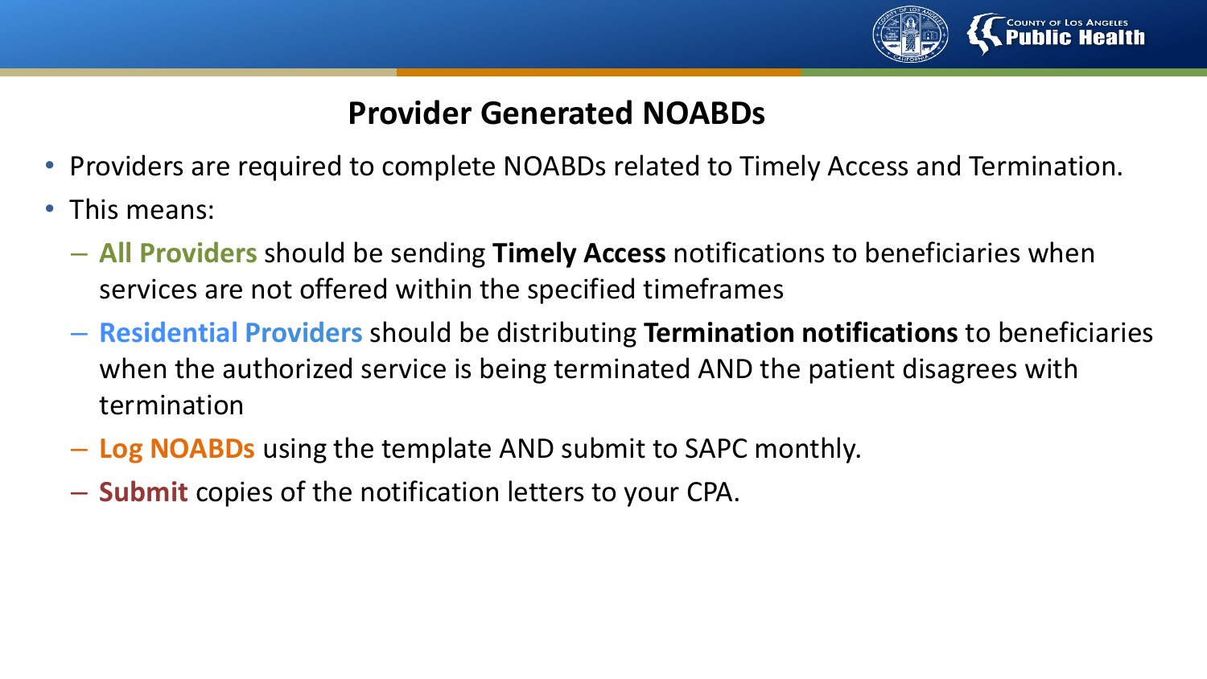## Provider Generated NOABDs

- Providers are required to complete NOABDs related to Timely Access and Termination.
- This means:
  - **All Providers** should be sending **Timely Access** notifications to beneficiaries when services are not offered within the specified timeframes
  - **Residential Providers** should be distributing **Termination notifications** to beneficiaries when the authorized service is being terminated AND the patient disagrees with termination
  - **Log NOABDs** using the template AND submit to SAPC monthly.
  - **Submit** copies of the notification letters to your CPA.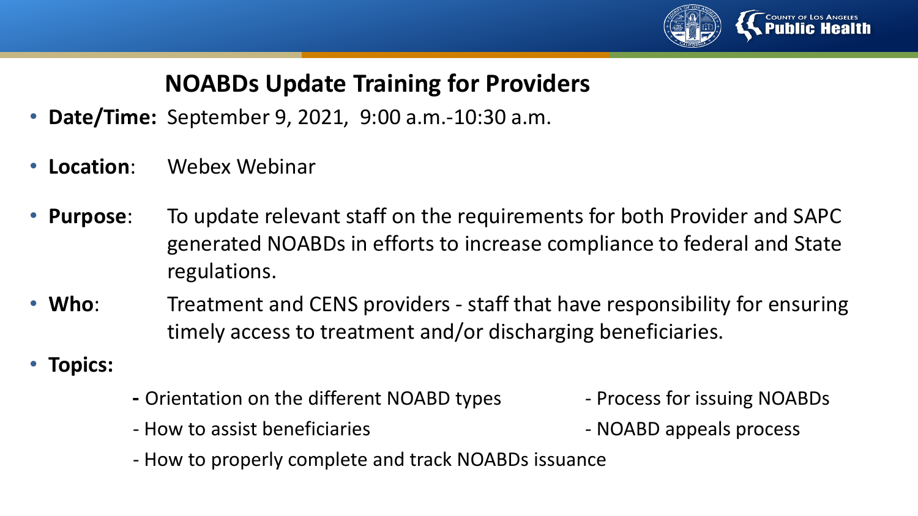# NOABDs Update Training for Providers

- **Date/Time:** September 9, 2021, 9:00 a.m.-10:30 a.m.
- **Location**: Webex Webinar
- **Purpose**: To update relevant staff on the requirements for both Provider and SAPC generated NOABDs in efforts to increase compliance to federal and State regulations.
- **Who**: Treatment and CENS providers - staff that have responsibility for ensuring timely access to treatment and/or discharging beneficiaries.
- **Topics:**
  - Orientation on the different NOABD types
  - Process for issuing NOABDs
  - How to assist beneficiaries
  - NOABD appeals process
  - How to properly complete and track NOABDs issuance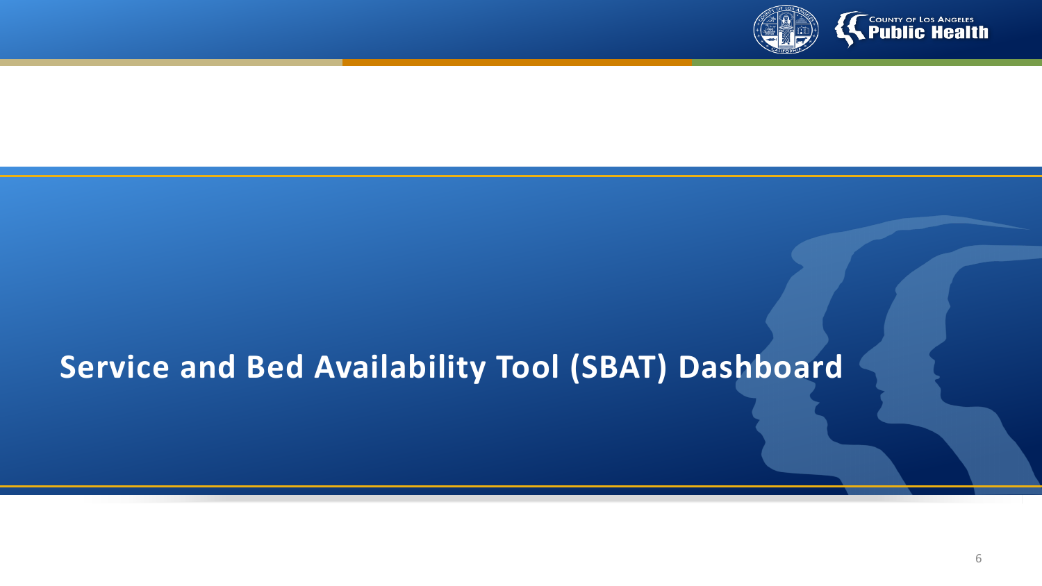# Service and Bed Availability Tool (SBAT) Dashboard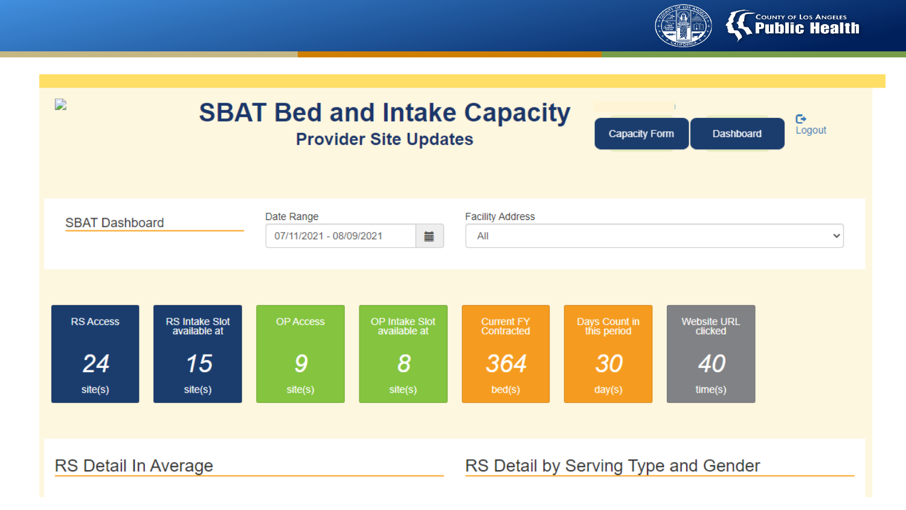# SBAT Bed and Intake Capacity

## Provider Site Updates

Capacity Form | Dashboard | Logout

### SBAT Dashboard

Date Range: 07/11/2021 - 08/09/2021

Facility Address: All

| RS Access | RS Intake Slot available at | OP Access | OP Intake Slot available at | Current FY Contracted | Days Count in this period | Website URL clicked |
|---|---|---|---|---|---|---|
| 24 site(s) | 15 site(s) | 9 site(s) | 8 site(s) | 364 bed(s) | 30 day(s) | 40 time(s) |

### RS Detail In Average

### RS Detail by Serving Type and Gender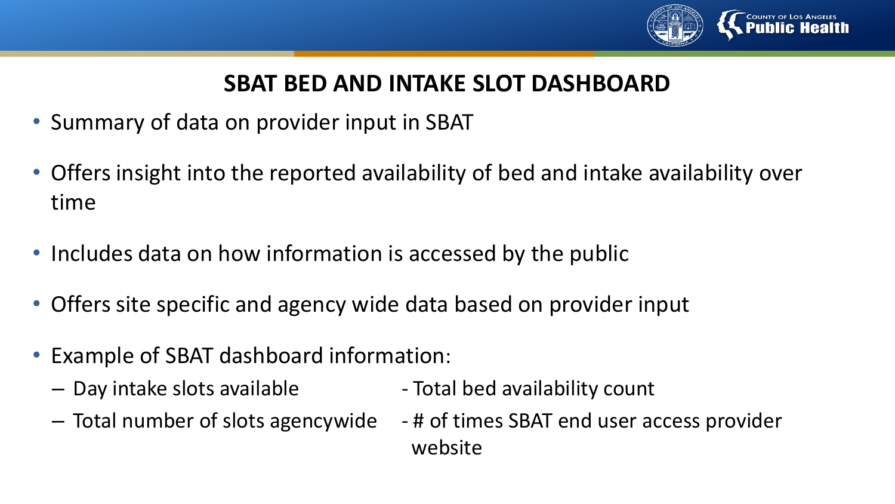# SBAT BED AND INTAKE SLOT DASHBOARD

- Summary of data on provider input in SBAT
- Offers insight into the reported availability of bed and intake availability over time
- Includes data on how information is accessed by the public
- Offers site specific and agency wide data based on provider input
- Example of SBAT dashboard information:
  - Day intake slots available
  - Total number of slots agencywide
  - Total bed availability count
  - # of times SBAT end user access provider website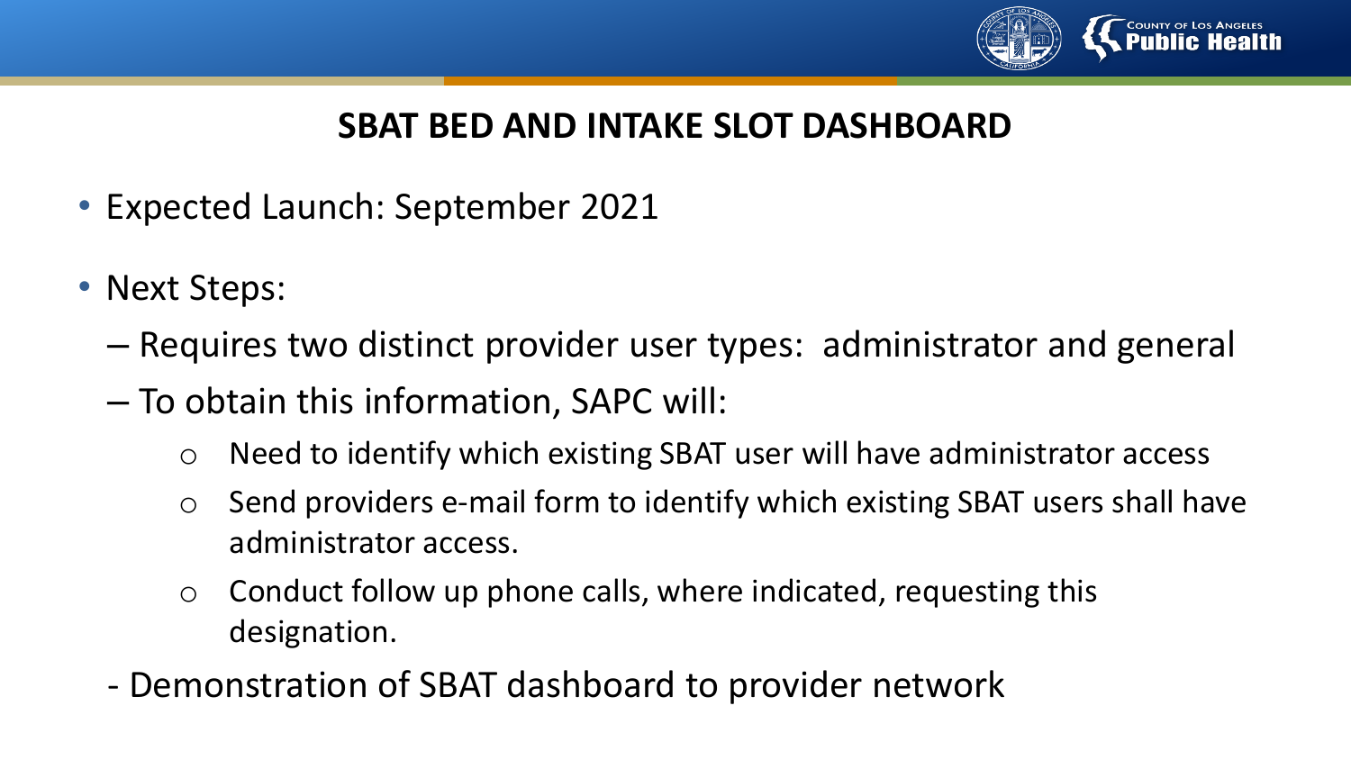## SBAT BED AND INTAKE SLOT DASHBOARD

- Expected Launch: September 2021
- Next Steps:
  - Requires two distinct provider user types: administrator and general
  - To obtain this information, SAPC will:
    - Need to identify which existing SBAT user will have administrator access
    - Send providers e-mail form to identify which existing SBAT users shall have administrator access.
    - Conduct follow up phone calls, where indicated, requesting this designation.
  - Demonstration of SBAT dashboard to provider network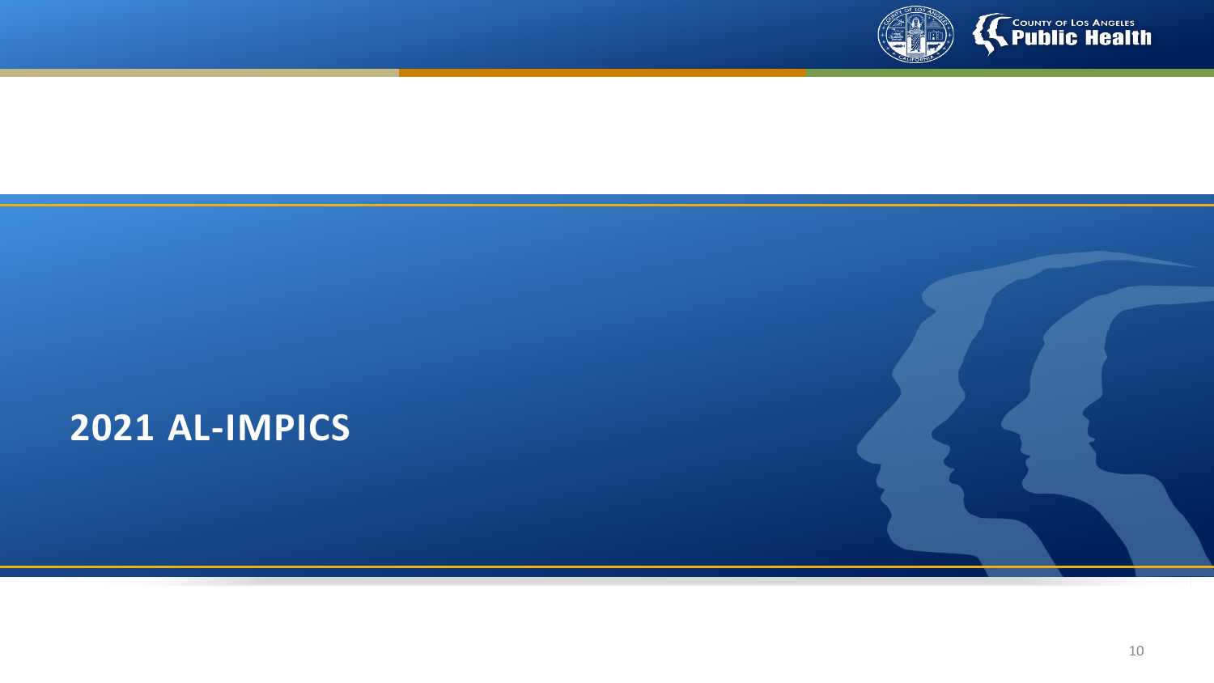# 2021 AL-IMPICS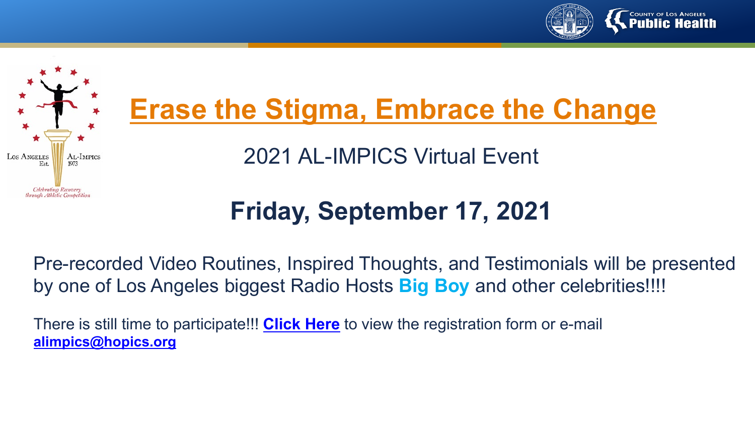# Erase the Stigma, Embrace the Change

## 2021 AL-IMPICS Virtual Event

## Friday, September 17, 2021

Pre-recorded Video Routines, Inspired Thoughts, and Testimonials will be presented by one of Los Angeles biggest Radio Hosts **Big Boy** and other celebrities!!!!

There is still time to participate!!! **Click Here** to view the registration form or e-mail **alimpics@hopics.org**